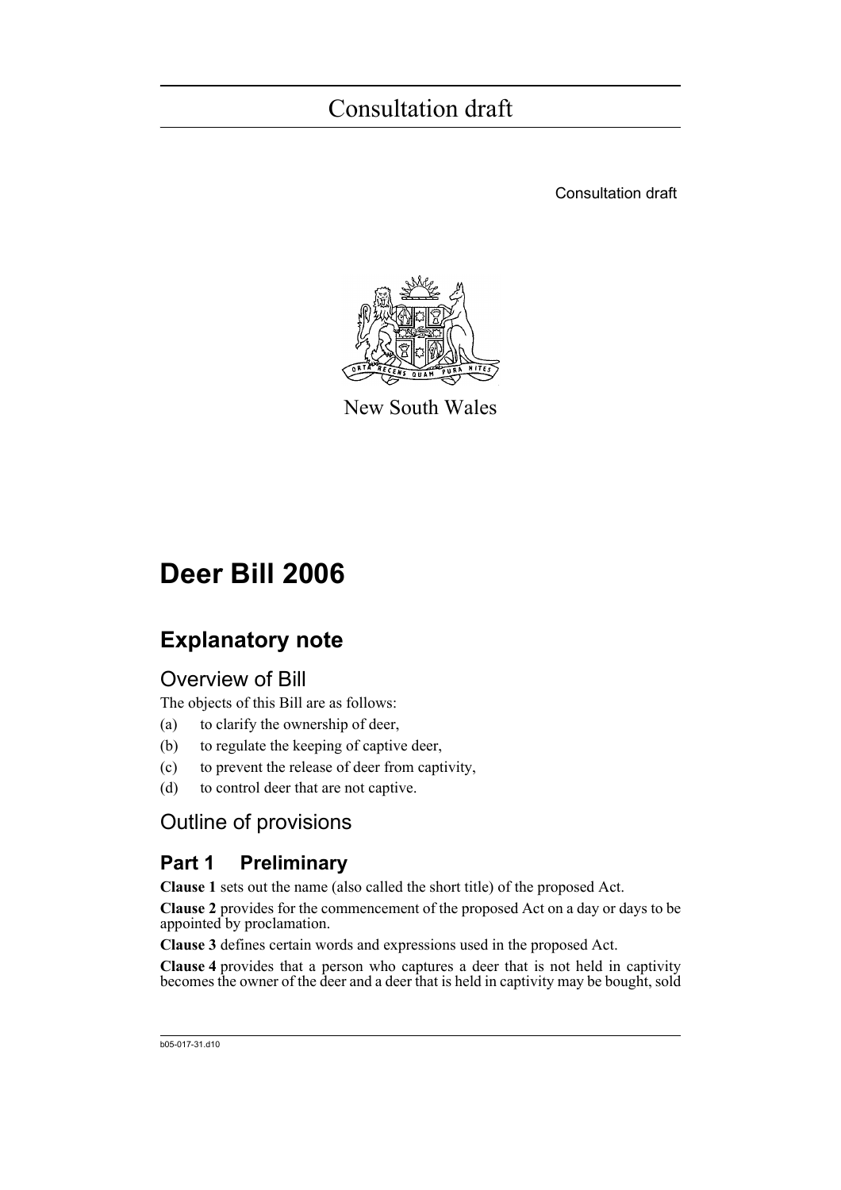# Consultation draft

Consultation draft

New South Wales

# Deer Bill 2006

## Explanatory note

### Overview of Bill

The objects of this Bill are as follows:

(a) to clarify the ownership of deer,

(b) to regulate the keeping of captive deer,

(c) to prevent the release of deer from captivity,

(d) to control deer that are not captive.

### Outline of provisions

### Part 1 Preliminary

**Clause 1** sets out the name (also called the short title) of the proposed Act.

**Clause 2** provides for the commencement of the proposed Act on a day or days to be appointed by proclamation.

**Clause 3** defines certain words and expressions used in the proposed Act.

**Clause 4** provides that a person who captures a deer that is not held in captivity becomes the owner of the deer and a deer that is held in captivity may be bought, sold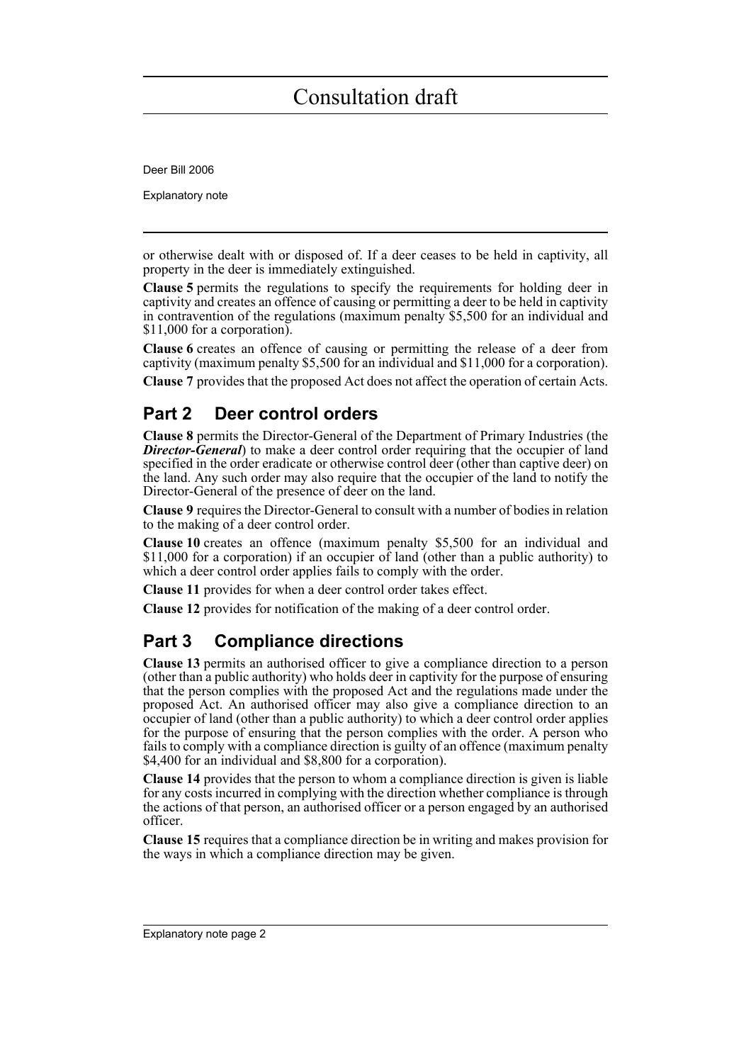or otherwise dealt with or disposed of. If a deer ceases to be held in captivity, all property in the deer is immediately extinguished.

**Clause 5** permits the regulations to specify the requirements for holding deer in captivity and creates an offence of causing or permitting a deer to be held in captivity in contravention of the regulations (maximum penalty $5,500 for an individual and $11,000 for a corporation).

**Clause 6** creates an offence of causing or permitting the release of a deer from captivity (maximum penalty $5,500 for an individual and $11,000 for a corporation).

**Clause 7** provides that the proposed Act does not affect the operation of certain Acts.

## Part 2 Deer control orders

**Clause 8** permits the Director-General of the Department of Primary Industries (the ***Director-General***) to make a deer control order requiring that the occupier of land specified in the order eradicate or otherwise control deer (other than captive deer) on the land. Any such order may also require that the occupier of the land to notify the Director-General of the presence of deer on the land.

**Clause 9** requires the Director-General to consult with a number of bodies in relation to the making of a deer control order.

**Clause 10** creates an offence (maximum penalty $5,500 for an individual and $11,000 for a corporation) if an occupier of land (other than a public authority) to which a deer control order applies fails to comply with the order.

**Clause 11** provides for when a deer control order takes effect.

**Clause 12** provides for notification of the making of a deer control order.

## Part 3 Compliance directions

**Clause 13** permits an authorised officer to give a compliance direction to a person (other than a public authority) who holds deer in captivity for the purpose of ensuring that the person complies with the proposed Act and the regulations made under the proposed Act. An authorised officer may also give a compliance direction to an occupier of land (other than a public authority) to which a deer control order applies for the purpose of ensuring that the person complies with the order. A person who fails to comply with a compliance direction is guilty of an offence (maximum penalty $4,400 for an individual and $8,800 for a corporation).

**Clause 14** provides that the person to whom a compliance direction is given is liable for any costs incurred in complying with the direction whether compliance is through the actions of that person, an authorised officer or a person engaged by an authorised officer.

**Clause 15** requires that a compliance direction be in writing and makes provision for the ways in which a compliance direction may be given.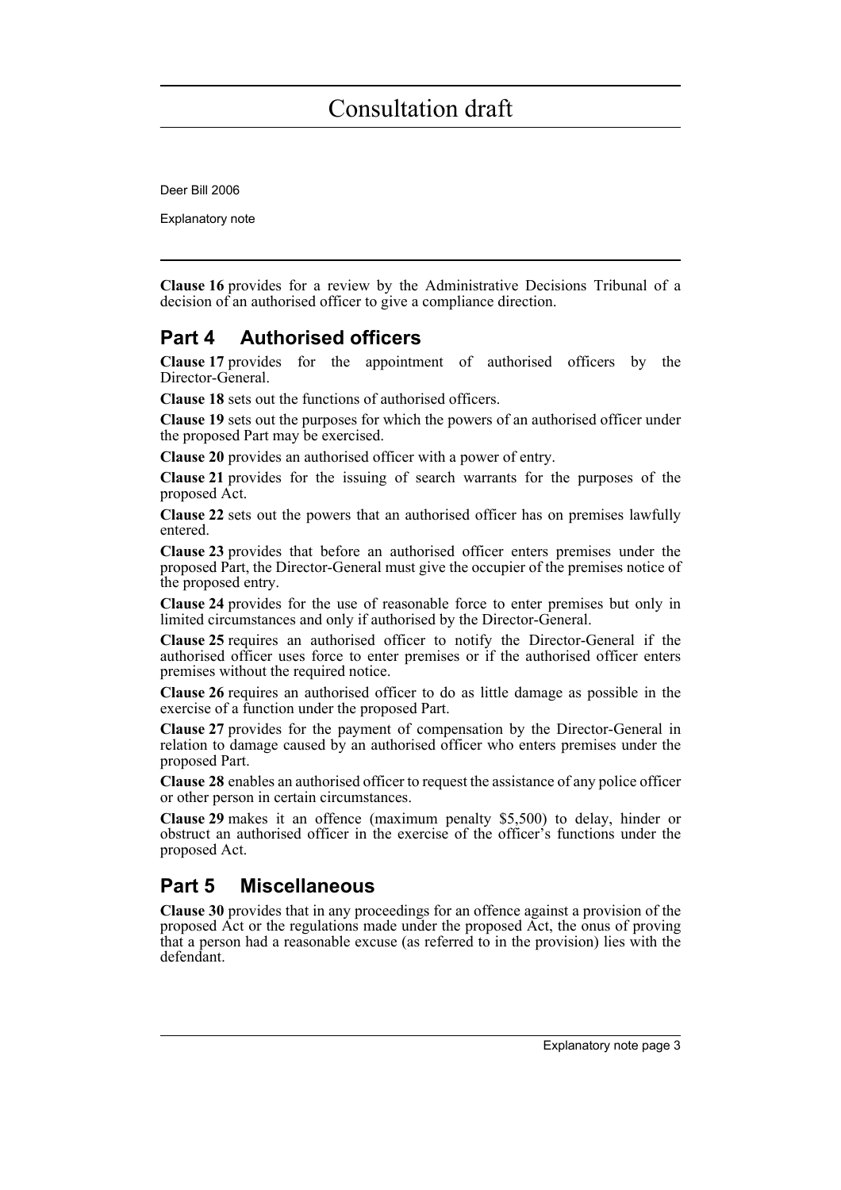**Clause 16** provides for a review by the Administrative Decisions Tribunal of a decision of an authorised officer to give a compliance direction.

## Part 4 Authorised officers

**Clause 17** provides for the appointment of authorised officers by the Director-General.

**Clause 18** sets out the functions of authorised officers.

**Clause 19** sets out the purposes for which the powers of an authorised officer under the proposed Part may be exercised.

**Clause 20** provides an authorised officer with a power of entry.

**Clause 21** provides for the issuing of search warrants for the purposes of the proposed Act.

**Clause 22** sets out the powers that an authorised officer has on premises lawfully entered.

**Clause 23** provides that before an authorised officer enters premises under the proposed Part, the Director-General must give the occupier of the premises notice of the proposed entry.

**Clause 24** provides for the use of reasonable force to enter premises but only in limited circumstances and only if authorised by the Director-General.

**Clause 25** requires an authorised officer to notify the Director-General if the authorised officer uses force to enter premises or if the authorised officer enters premises without the required notice.

**Clause 26** requires an authorised officer to do as little damage as possible in the exercise of a function under the proposed Part.

**Clause 27** provides for the payment of compensation by the Director-General in relation to damage caused by an authorised officer who enters premises under the proposed Part.

**Clause 28** enables an authorised officer to request the assistance of any police officer or other person in certain circumstances.

**Clause 29** makes it an offence (maximum penalty $5,500) to delay, hinder or obstruct an authorised officer in the exercise of the officer's functions under the proposed Act.

## Part 5 Miscellaneous

**Clause 30** provides that in any proceedings for an offence against a provision of the proposed Act or the regulations made under the proposed Act, the onus of proving that a person had a reasonable excuse (as referred to in the provision) lies with the defendant.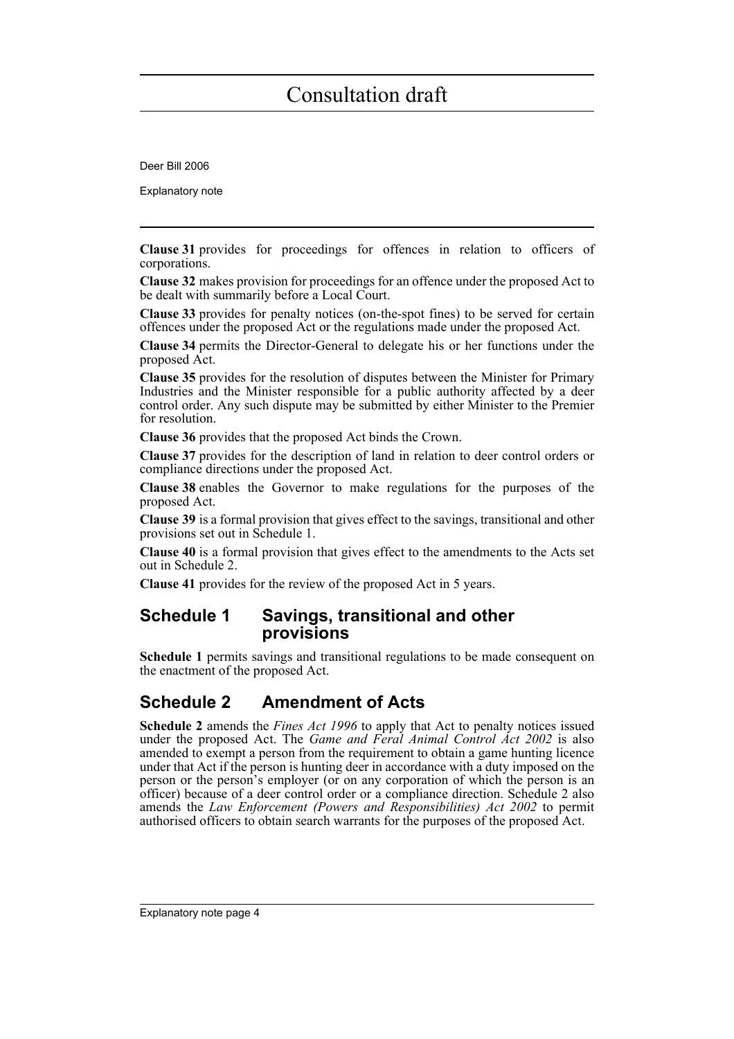**Clause 31** provides for proceedings for offences in relation to officers of corporations.

**Clause 32** makes provision for proceedings for an offence under the proposed Act to be dealt with summarily before a Local Court.

**Clause 33** provides for penalty notices (on-the-spot fines) to be served for certain offences under the proposed Act or the regulations made under the proposed Act.

**Clause 34** permits the Director-General to delegate his or her functions under the proposed Act.

**Clause 35** provides for the resolution of disputes between the Minister for Primary Industries and the Minister responsible for a public authority affected by a deer control order. Any such dispute may be submitted by either Minister to the Premier for resolution.

**Clause 36** provides that the proposed Act binds the Crown.

**Clause 37** provides for the description of land in relation to deer control orders or compliance directions under the proposed Act.

**Clause 38** enables the Governor to make regulations for the purposes of the proposed Act.

**Clause 39** is a formal provision that gives effect to the savings, transitional and other provisions set out in Schedule 1.

**Clause 40** is a formal provision that gives effect to the amendments to the Acts set out in Schedule 2.

**Clause 41** provides for the review of the proposed Act in 5 years.

## Schedule 1 Savings, transitional and other provisions

**Schedule 1** permits savings and transitional regulations to be made consequent on the enactment of the proposed Act.

## Schedule 2 Amendment of Acts

**Schedule 2** amends the *Fines Act 1996* to apply that Act to penalty notices issued under the proposed Act. The *Game and Feral Animal Control Act 2002* is also amended to exempt a person from the requirement to obtain a game hunting licence under that Act if the person is hunting deer in accordance with a duty imposed on the person or the person's employer (or on any corporation of which the person is an officer) because of a deer control order or a compliance direction. Schedule 2 also amends the *Law Enforcement (Powers and Responsibilities) Act 2002* to permit authorised officers to obtain search warrants for the purposes of the proposed Act.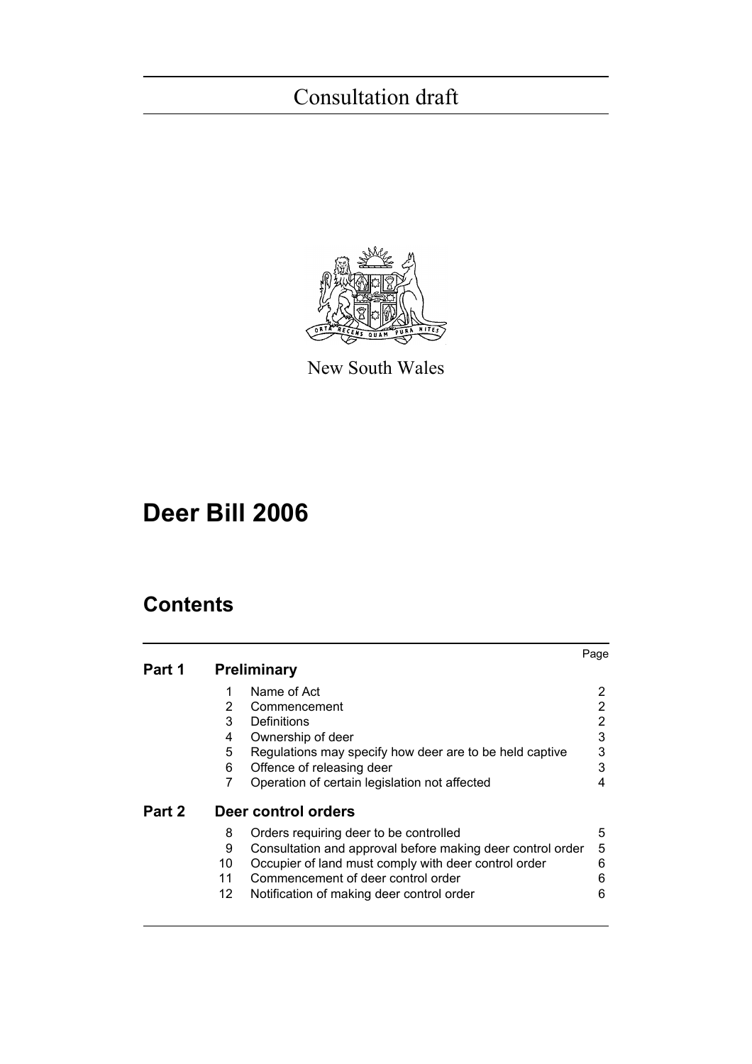Consultation draft

New South Wales

# Deer Bill 2006

## Contents

| | | | Page |
|---|---|---|---|
| **Part 1** | **Preliminary** | | |
| | 1 | Name of Act | 2 |
| | 2 | Commencement | 2 |
| | 3 | Definitions | 2 |
| | 4 | Ownership of deer | 3 |
| | 5 | Regulations may specify how deer are to be held captive | 3 |
| | 6 | Offence of releasing deer | 3 |
| | 7 | Operation of certain legislation not affected | 4 |
| **Part 2** | **Deer control orders** | | |
| | 8 | Orders requiring deer to be controlled | 5 |
| | 9 | Consultation and approval before making deer control order | 5 |
| | 10 | Occupier of land must comply with deer control order | 6 |
| | 11 | Commencement of deer control order | 6 |
| | 12 | Notification of making deer control order | 6 |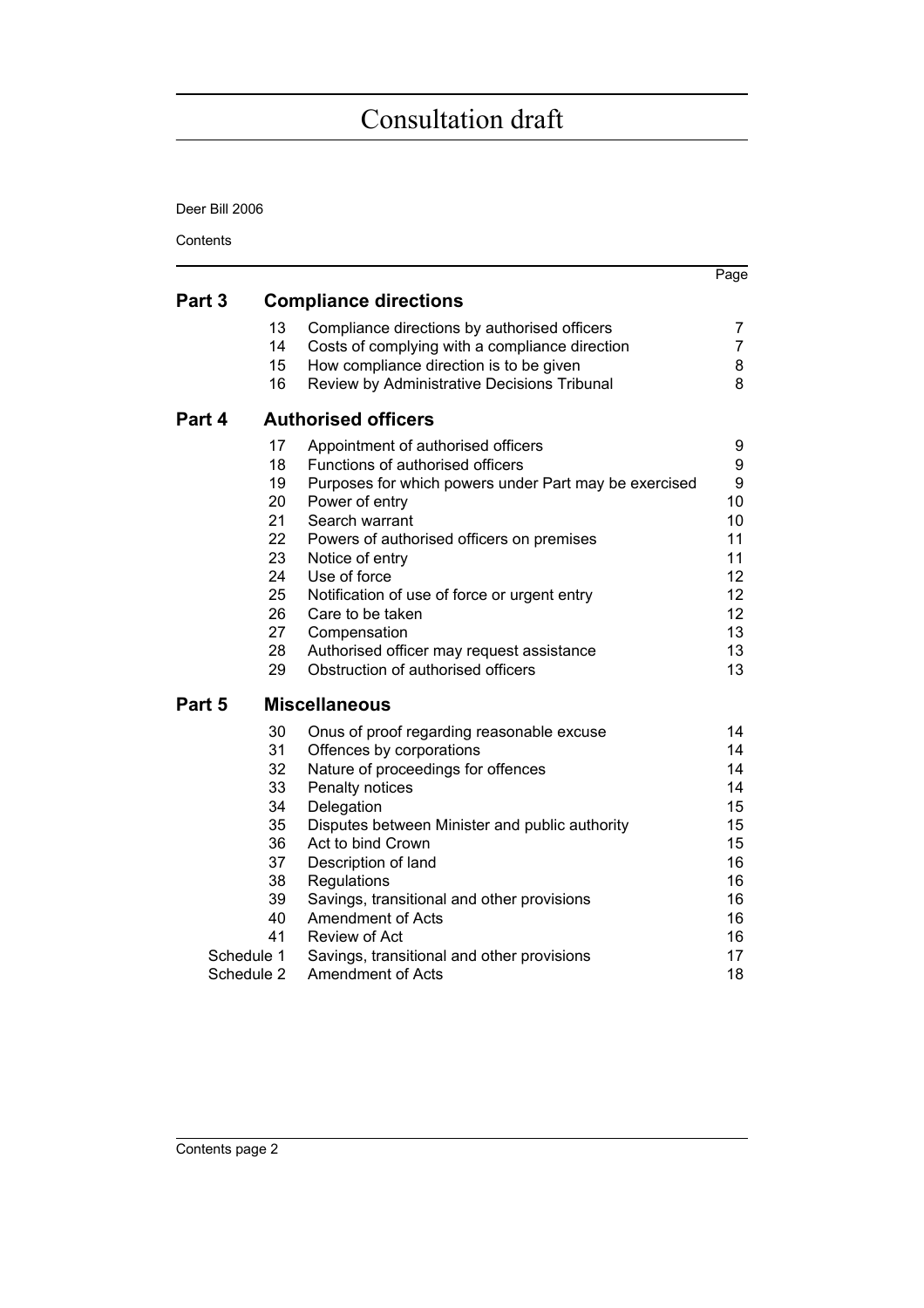# Consultation draft

Deer Bill 2006

Contents

| | | | Page |
|---|---|---|---|
| **Part 3** | **Compliance directions** | | |
| | 13 | Compliance directions by authorised officers | 7 |
| | 14 | Costs of complying with a compliance direction | 7 |
| | 15 | How compliance direction is to be given | 8 |
| | 16 | Review by Administrative Decisions Tribunal | 8 |
| **Part 4** | **Authorised officers** | | |
| | 17 | Appointment of authorised officers | 9 |
| | 18 | Functions of authorised officers | 9 |
| | 19 | Purposes for which powers under Part may be exercised | 9 |
| | 20 | Power of entry | 10 |
| | 21 | Search warrant | 10 |
| | 22 | Powers of authorised officers on premises | 11 |
| | 23 | Notice of entry | 11 |
| | 24 | Use of force | 12 |
| | 25 | Notification of use of force or urgent entry | 12 |
| | 26 | Care to be taken | 12 |
| | 27 | Compensation | 13 |
| | 28 | Authorised officer may request assistance | 13 |
| | 29 | Obstruction of authorised officers | 13 |
| **Part 5** | **Miscellaneous** | | |
| | 30 | Onus of proof regarding reasonable excuse | 14 |
| | 31 | Offences by corporations | 14 |
| | 32 | Nature of proceedings for offences | 14 |
| | 33 | Penalty notices | 14 |
| | 34 | Delegation | 15 |
| | 35 | Disputes between Minister and public authority | 15 |
| | 36 | Act to bind Crown | 15 |
| | 37 | Description of land | 16 |
| | 38 | Regulations | 16 |
| | 39 | Savings, transitional and other provisions | 16 |
| | 40 | Amendment of Acts | 16 |
| | 41 | Review of Act | 16 |
| Schedule 1 | | Savings, transitional and other provisions | 17 |
| Schedule 2 | | Amendment of Acts | 18 |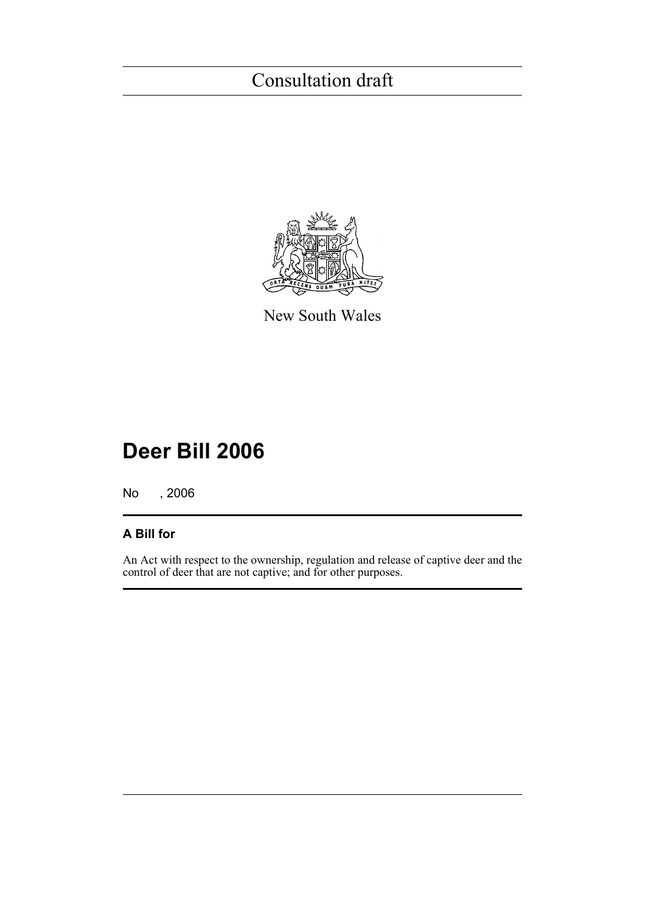Consultation draft

New South Wales

# Deer Bill 2006

No , 2006

## A Bill for

An Act with respect to the ownership, regulation and release of captive deer and the control of deer that are not captive; and for other purposes.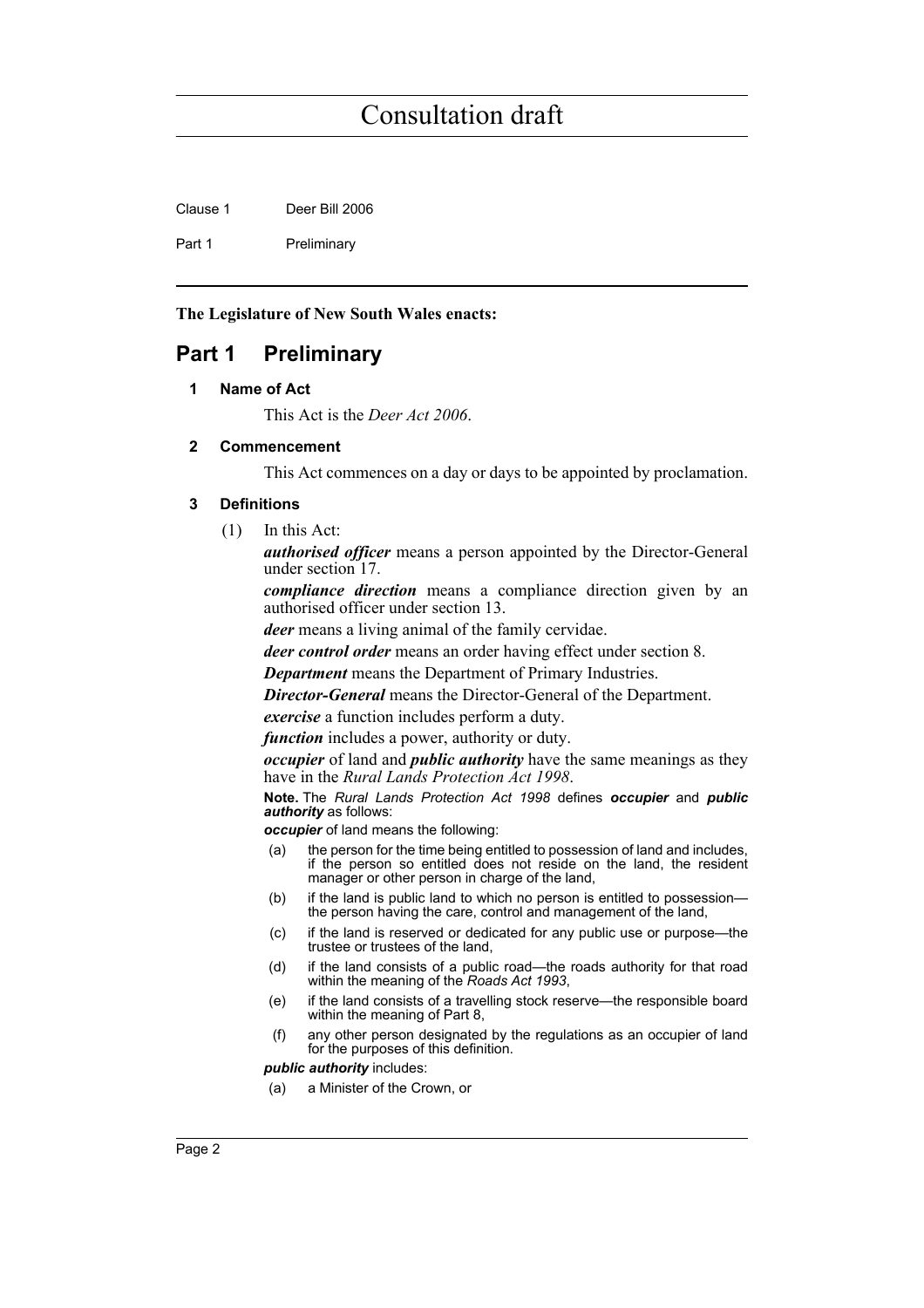**The Legislature of New South Wales enacts:**

# Part 1 Preliminary

### 1 Name of Act

This Act is the *Deer Act 2006*.

### 2 Commencement

This Act commences on a day or days to be appointed by proclamation.

### 3 Definitions

(1) In this Act:

***authorised officer*** means a person appointed by the Director-General under section 17.

***compliance direction*** means a compliance direction given by an authorised officer under section 13.

***deer*** means a living animal of the family cervidae.

***deer control order*** means an order having effect under section 8.

***Department*** means the Department of Primary Industries.

***Director-General*** means the Director-General of the Department.

***exercise*** a function includes perform a duty.

***function*** includes a power, authority or duty.

***occupier*** of land and ***public authority*** have the same meanings as they have in the *Rural Lands Protection Act 1998*.

**Note.** The *Rural Lands Protection Act 1998* defines ***occupier*** and ***public authority*** as follows:

***occupier*** of land means the following:

(a) the person for the time being entitled to possession of land and includes, if the person so entitled does not reside on the land, the resident manager or other person in charge of the land,

(b) if the land is public land to which no person is entitled to possession—the person having the care, control and management of the land,

(c) if the land is reserved or dedicated for any public use or purpose—the trustee or trustees of the land,

(d) if the land consists of a public road—the roads authority for that road within the meaning of the *Roads Act 1993*,

(e) if the land consists of a travelling stock reserve—the responsible board within the meaning of Part 8,

(f) any other person designated by the regulations as an occupier of land for the purposes of this definition.

***public authority*** includes:

(a) a Minister of the Crown, or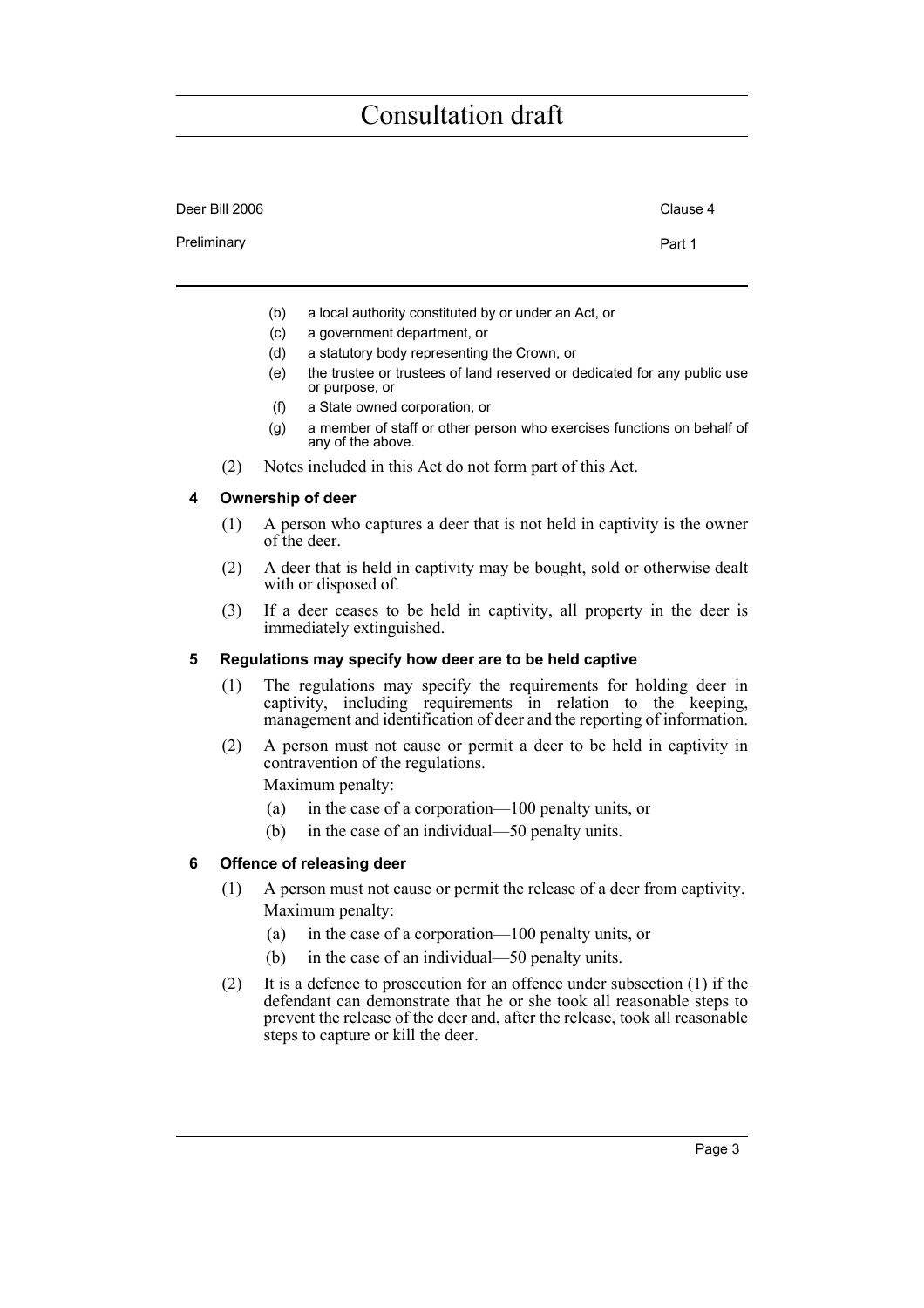(b) a local authority constituted by or under an Act, or

(c) a government department, or

(d) a statutory body representing the Crown, or

(e) the trustee or trustees of land reserved or dedicated for any public use or purpose, or

(f) a State owned corporation, or

(g) a member of staff or other person who exercises functions on behalf of any of the above.

(2) Notes included in this Act do not form part of this Act.

### 4 Ownership of deer

(1) A person who captures a deer that is not held in captivity is the owner of the deer.

(2) A deer that is held in captivity may be bought, sold or otherwise dealt with or disposed of.

(3) If a deer ceases to be held in captivity, all property in the deer is immediately extinguished.

### 5 Regulations may specify how deer are to be held captive

(1) The regulations may specify the requirements for holding deer in captivity, including requirements in relation to the keeping, management and identification of deer and the reporting of information.

(2) A person must not cause or permit a deer to be held in captivity in contravention of the regulations.

Maximum penalty:

(a) in the case of a corporation—100 penalty units, or

(b) in the case of an individual—50 penalty units.

### 6 Offence of releasing deer

(1) A person must not cause or permit the release of a deer from captivity.

Maximum penalty:

(a) in the case of a corporation—100 penalty units, or

(b) in the case of an individual—50 penalty units.

(2) It is a defence to prosecution for an offence under subsection (1) if the defendant can demonstrate that he or she took all reasonable steps to prevent the release of the deer and, after the release, took all reasonable steps to capture or kill the deer.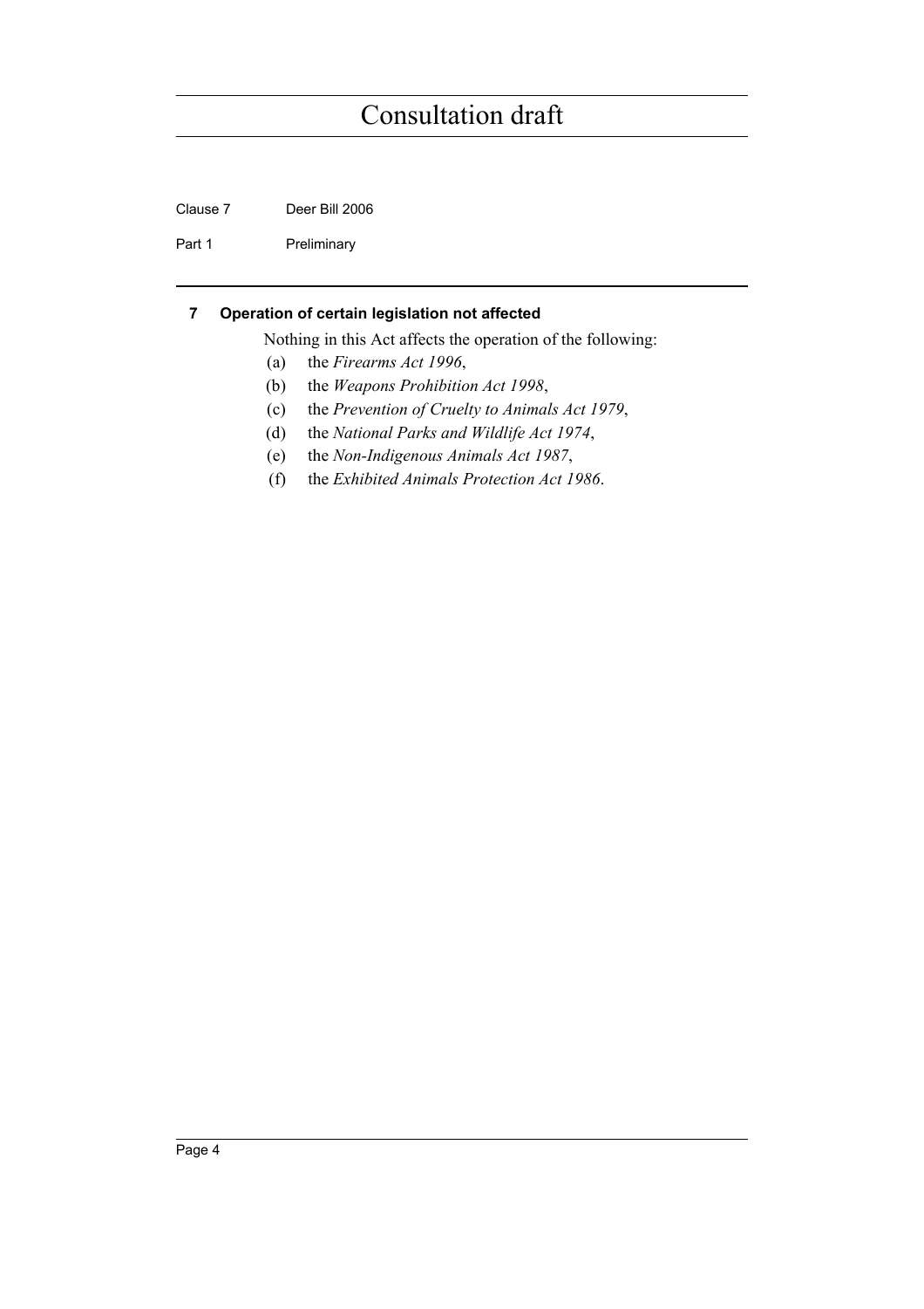## 7 Operation of certain legislation not affected

Nothing in this Act affects the operation of the following:

(a) the *Firearms Act 1996*,

(b) the *Weapons Prohibition Act 1998*,

(c) the *Prevention of Cruelty to Animals Act 1979*,

(d) the *National Parks and Wildlife Act 1974*,

(e) the *Non-Indigenous Animals Act 1987*,

(f) the *Exhibited Animals Protection Act 1986*.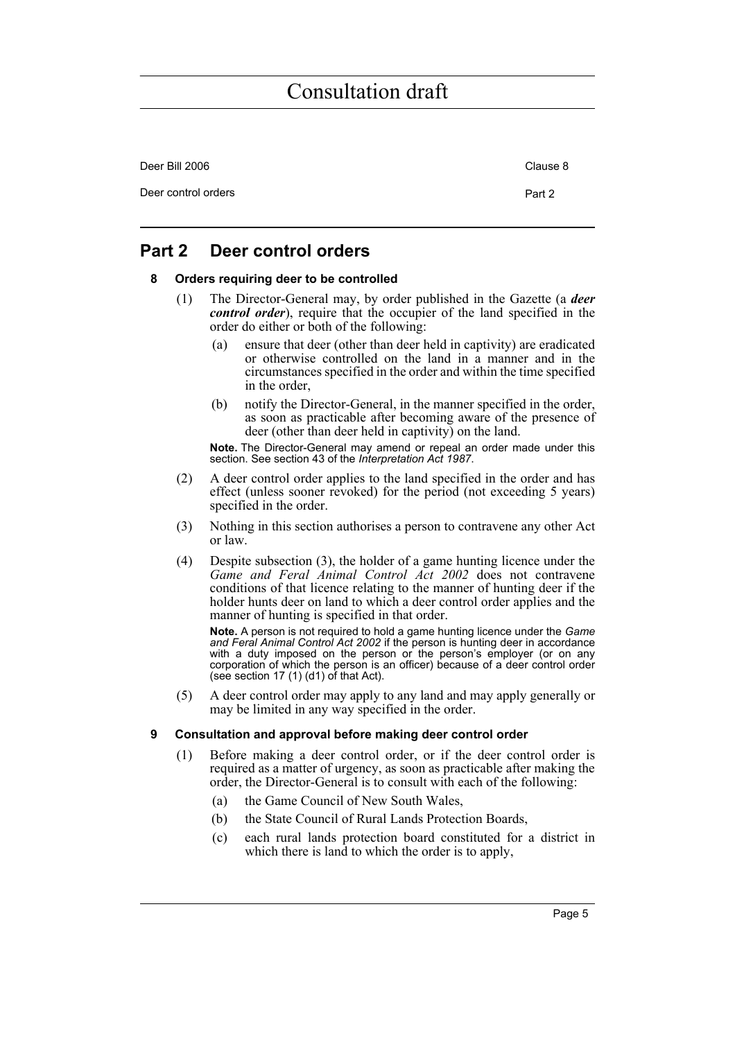## Part 2 Deer control orders

### 8 Orders requiring deer to be controlled

(1) The Director-General may, by order published in the Gazette (a ***deer control order***), require that the occupier of the land specified in the order do either or both of the following:

(a) ensure that deer (other than deer held in captivity) are eradicated or otherwise controlled on the land in a manner and in the circumstances specified in the order and within the time specified in the order,

(b) notify the Director-General, in the manner specified in the order, as soon as practicable after becoming aware of the presence of deer (other than deer held in captivity) on the land.

**Note.** The Director-General may amend or repeal an order made under this section. See section 43 of the *Interpretation Act 1987*.

(2) A deer control order applies to the land specified in the order and has effect (unless sooner revoked) for the period (not exceeding 5 years) specified in the order.

(3) Nothing in this section authorises a person to contravene any other Act or law.

(4) Despite subsection (3), the holder of a game hunting licence under the *Game and Feral Animal Control Act 2002* does not contravene conditions of that licence relating to the manner of hunting deer if the holder hunts deer on land to which a deer control order applies and the manner of hunting is specified in that order.

**Note.** A person is not required to hold a game hunting licence under the *Game and Feral Animal Control Act 2002* if the person is hunting deer in accordance with a duty imposed on the person or the person's employer (or on any corporation of which the person is an officer) because of a deer control order (see section 17 (1) (d1) of that Act).

(5) A deer control order may apply to any land and may apply generally or may be limited in any way specified in the order.

### 9 Consultation and approval before making deer control order

(1) Before making a deer control order, or if the deer control order is required as a matter of urgency, as soon as practicable after making the order, the Director-General is to consult with each of the following:

(a) the Game Council of New South Wales,

(b) the State Council of Rural Lands Protection Boards,

(c) each rural lands protection board constituted for a district in which there is land to which the order is to apply,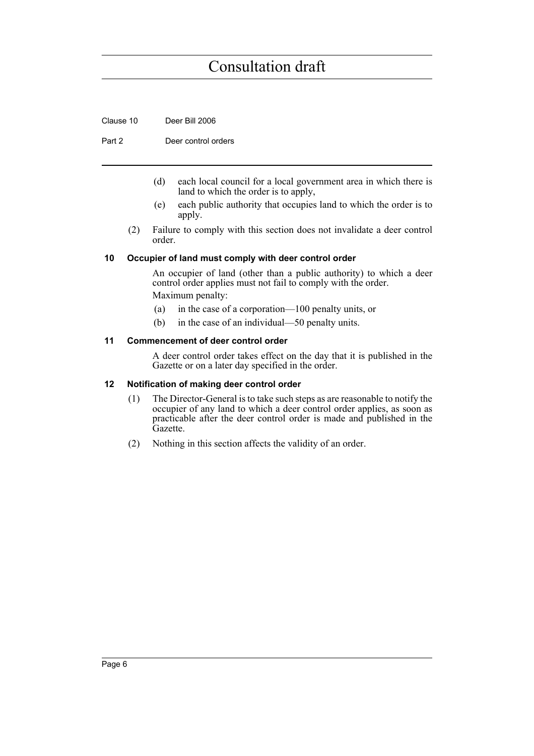(d) each local council for a local government area in which there is land to which the order is to apply,

(e) each public authority that occupies land to which the order is to apply.

(2) Failure to comply with this section does not invalidate a deer control order.

### 10 Occupier of land must comply with deer control order

An occupier of land (other than a public authority) to which a deer control order applies must not fail to comply with the order.

Maximum penalty:

(a) in the case of a corporation—100 penalty units, or

(b) in the case of an individual—50 penalty units.

### 11 Commencement of deer control order

A deer control order takes effect on the day that it is published in the Gazette or on a later day specified in the order.

### 12 Notification of making deer control order

(1) The Director-General is to take such steps as are reasonable to notify the occupier of any land to which a deer control order applies, as soon as practicable after the deer control order is made and published in the Gazette.

(2) Nothing in this section affects the validity of an order.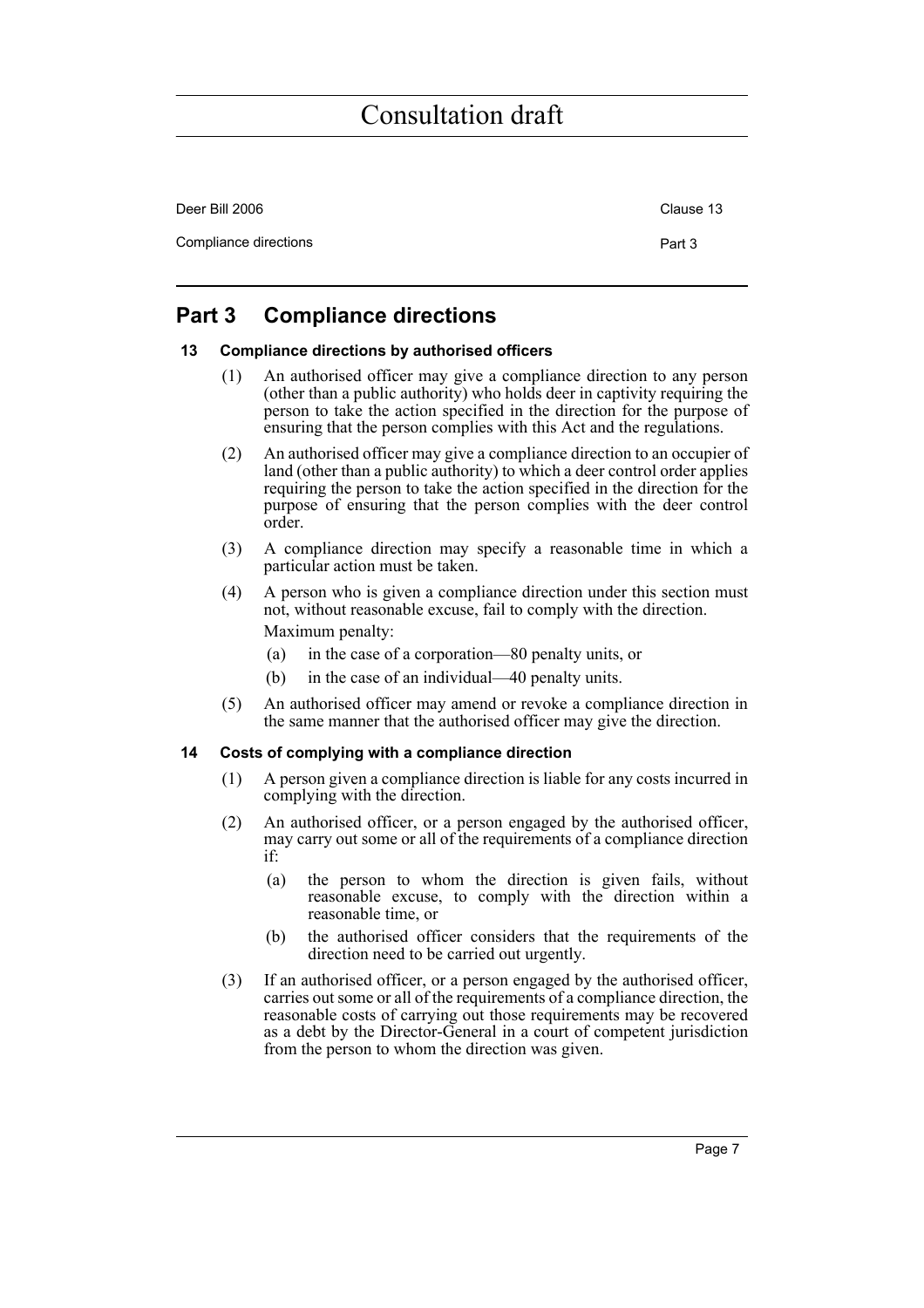## Part 3 Compliance directions

### 13 Compliance directions by authorised officers

(1) An authorised officer may give a compliance direction to any person (other than a public authority) who holds deer in captivity requiring the person to take the action specified in the direction for the purpose of ensuring that the person complies with this Act and the regulations.

(2) An authorised officer may give a compliance direction to an occupier of land (other than a public authority) to which a deer control order applies requiring the person to take the action specified in the direction for the purpose of ensuring that the person complies with the deer control order.

(3) A compliance direction may specify a reasonable time in which a particular action must be taken.

(4) A person who is given a compliance direction under this section must not, without reasonable excuse, fail to comply with the direction.

Maximum penalty:

(a) in the case of a corporation—80 penalty units, or

(b) in the case of an individual—40 penalty units.

(5) An authorised officer may amend or revoke a compliance direction in the same manner that the authorised officer may give the direction.

### 14 Costs of complying with a compliance direction

(1) A person given a compliance direction is liable for any costs incurred in complying with the direction.

(2) An authorised officer, or a person engaged by the authorised officer, may carry out some or all of the requirements of a compliance direction if:

(a) the person to whom the direction is given fails, without reasonable excuse, to comply with the direction within a reasonable time, or

(b) the authorised officer considers that the requirements of the direction need to be carried out urgently.

(3) If an authorised officer, or a person engaged by the authorised officer, carries out some or all of the requirements of a compliance direction, the reasonable costs of carrying out those requirements may be recovered as a debt by the Director-General in a court of competent jurisdiction from the person to whom the direction was given.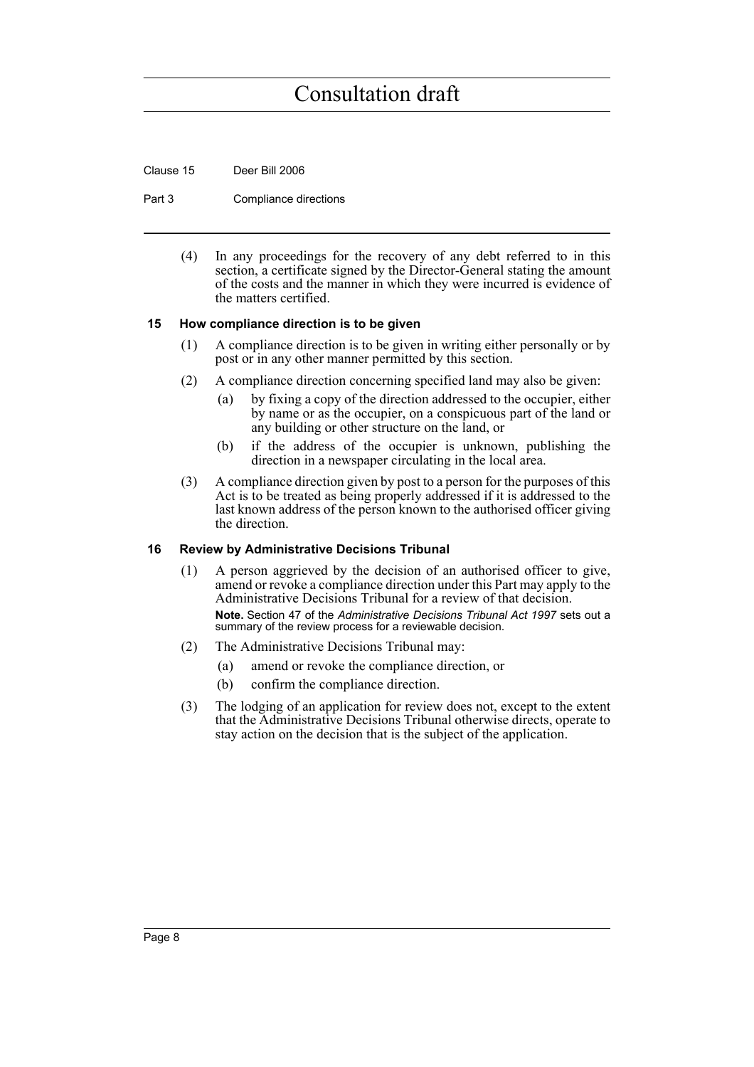(4) In any proceedings for the recovery of any debt referred to in this section, a certificate signed by the Director-General stating the amount of the costs and the manner in which they were incurred is evidence of the matters certified.

### 15 How compliance direction is to be given

(1) A compliance direction is to be given in writing either personally or by post or in any other manner permitted by this section.

(2) A compliance direction concerning specified land may also be given:

(a) by fixing a copy of the direction addressed to the occupier, either by name or as the occupier, on a conspicuous part of the land or any building or other structure on the land, or

(b) if the address of the occupier is unknown, publishing the direction in a newspaper circulating in the local area.

(3) A compliance direction given by post to a person for the purposes of this Act is to be treated as being properly addressed if it is addressed to the last known address of the person known to the authorised officer giving the direction.

### 16 Review by Administrative Decisions Tribunal

(1) A person aggrieved by the decision of an authorised officer to give, amend or revoke a compliance direction under this Part may apply to the Administrative Decisions Tribunal for a review of that decision.

**Note.** Section 47 of the *Administrative Decisions Tribunal Act 1997* sets out a summary of the review process for a reviewable decision.

(2) The Administrative Decisions Tribunal may:

(a) amend or revoke the compliance direction, or

(b) confirm the compliance direction.

(3) The lodging of an application for review does not, except to the extent that the Administrative Decisions Tribunal otherwise directs, operate to stay action on the decision that is the subject of the application.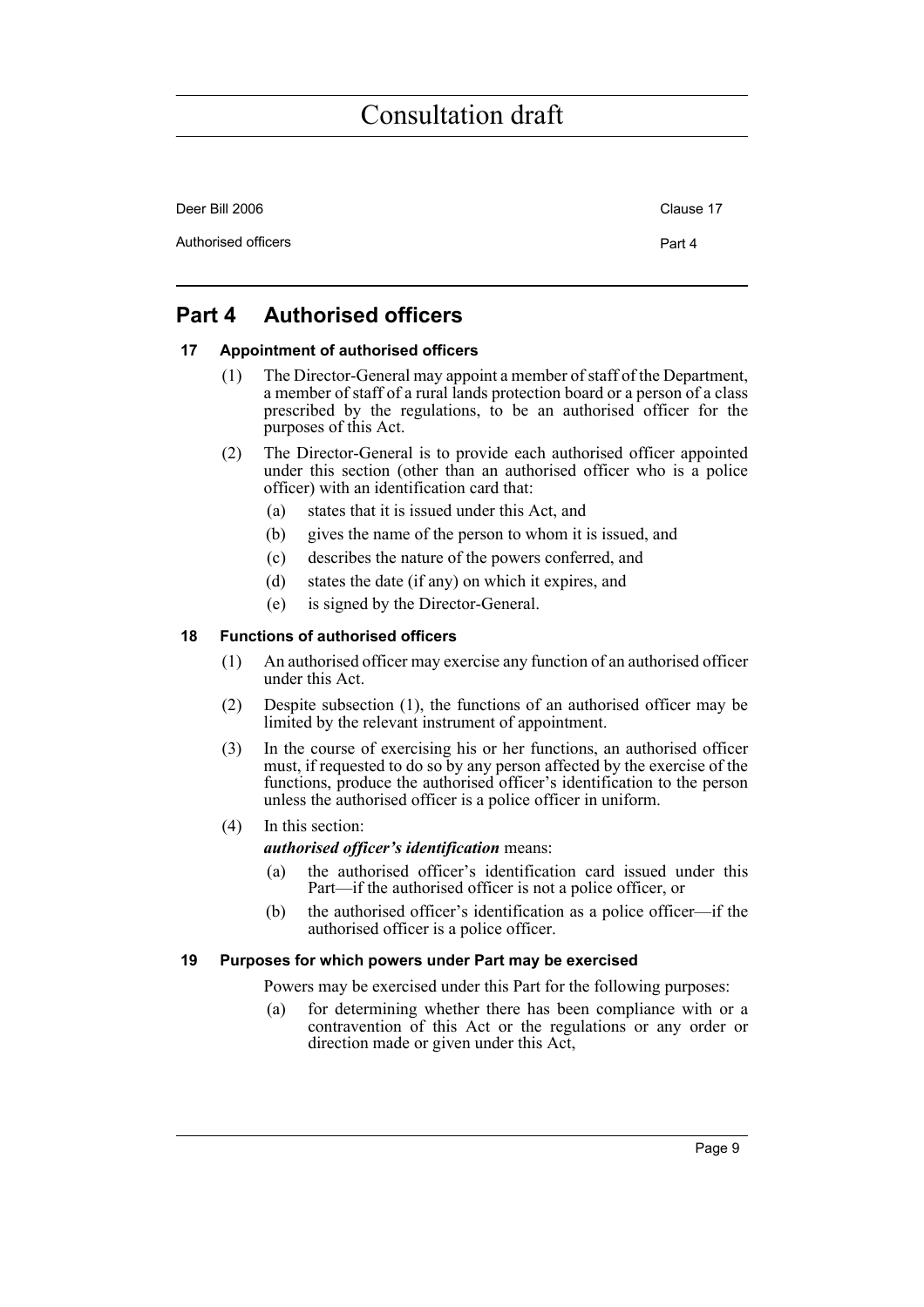## Part 4 Authorised officers

### 17 Appointment of authorised officers

(1) The Director-General may appoint a member of staff of the Department, a member of staff of a rural lands protection board or a person of a class prescribed by the regulations, to be an authorised officer for the purposes of this Act.

(2) The Director-General is to provide each authorised officer appointed under this section (other than an authorised officer who is a police officer) with an identification card that:

- (a) states that it is issued under this Act, and
- (b) gives the name of the person to whom it is issued, and
- (c) describes the nature of the powers conferred, and
- (d) states the date (if any) on which it expires, and
- (e) is signed by the Director-General.

### 18 Functions of authorised officers

(1) An authorised officer may exercise any function of an authorised officer under this Act.

(2) Despite subsection (1), the functions of an authorised officer may be limited by the relevant instrument of appointment.

(3) In the course of exercising his or her functions, an authorised officer must, if requested to do so by any person affected by the exercise of the functions, produce the authorised officer's identification to the person unless the authorised officer is a police officer in uniform.

(4) In this section:

***authorised officer's identification*** means:

- (a) the authorised officer's identification card issued under this Part—if the authorised officer is not a police officer, or
- (b) the authorised officer's identification as a police officer—if the authorised officer is a police officer.

### 19 Purposes for which powers under Part may be exercised

Powers may be exercised under this Part for the following purposes:

- (a) for determining whether there has been compliance with or a contravention of this Act or the regulations or any order or direction made or given under this Act,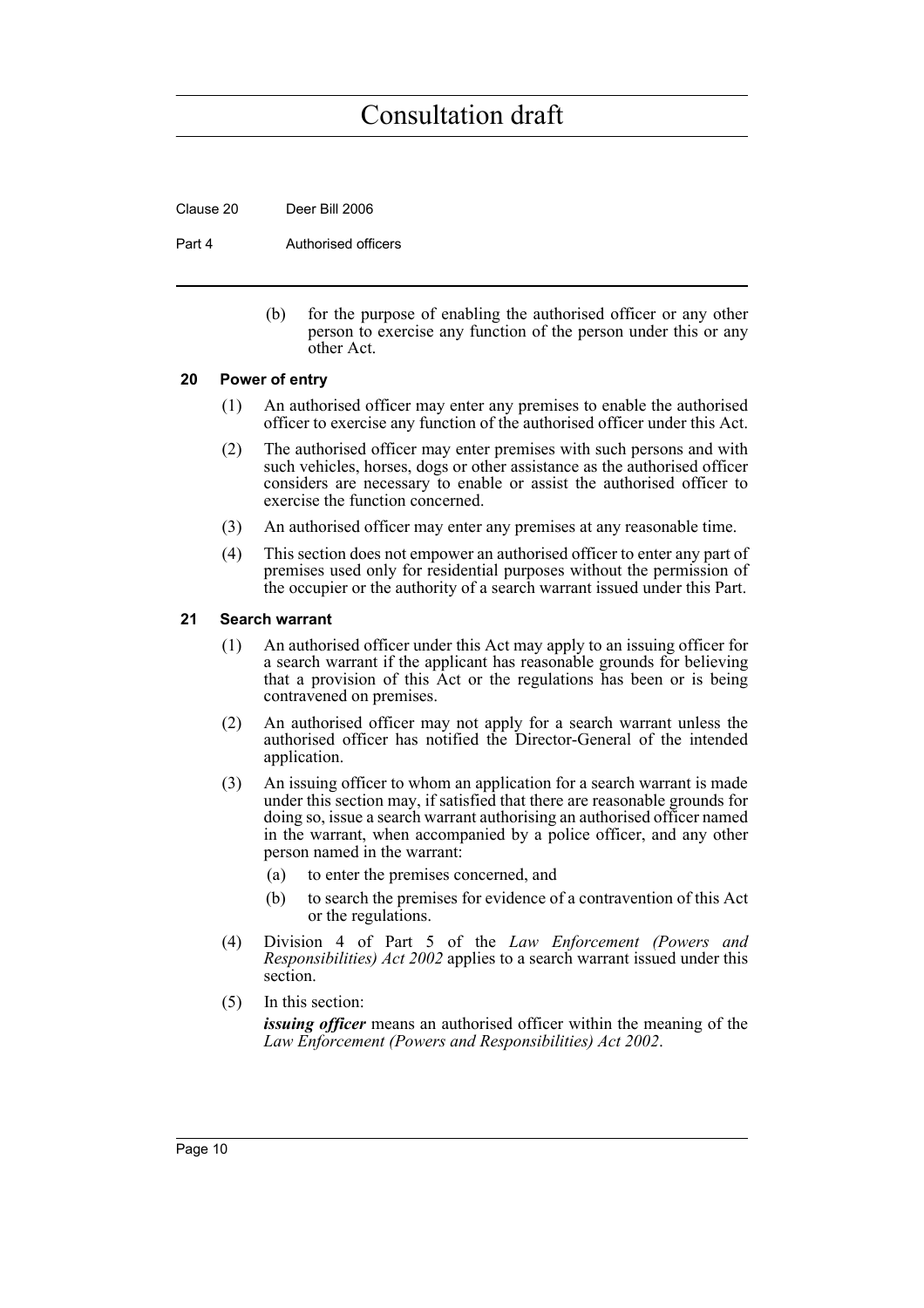(b) for the purpose of enabling the authorised officer or any other person to exercise any function of the person under this or any other Act.

### 20 Power of entry

(1) An authorised officer may enter any premises to enable the authorised officer to exercise any function of the authorised officer under this Act.

(2) The authorised officer may enter premises with such persons and with such vehicles, horses, dogs or other assistance as the authorised officer considers are necessary to enable or assist the authorised officer to exercise the function concerned.

(3) An authorised officer may enter any premises at any reasonable time.

(4) This section does not empower an authorised officer to enter any part of premises used only for residential purposes without the permission of the occupier or the authority of a search warrant issued under this Part.

### 21 Search warrant

(1) An authorised officer under this Act may apply to an issuing officer for a search warrant if the applicant has reasonable grounds for believing that a provision of this Act or the regulations has been or is being contravened on premises.

(2) An authorised officer may not apply for a search warrant unless the authorised officer has notified the Director-General of the intended application.

(3) An issuing officer to whom an application for a search warrant is made under this section may, if satisfied that there are reasonable grounds for doing so, issue a search warrant authorising an authorised officer named in the warrant, when accompanied by a police officer, and any other person named in the warrant:

- (a) to enter the premises concerned, and
- (b) to search the premises for evidence of a contravention of this Act or the regulations.

(4) Division 4 of Part 5 of the *Law Enforcement (Powers and Responsibilities) Act 2002* applies to a search warrant issued under this section.

(5) In this section:

***issuing officer*** means an authorised officer within the meaning of the *Law Enforcement (Powers and Responsibilities) Act 2002*.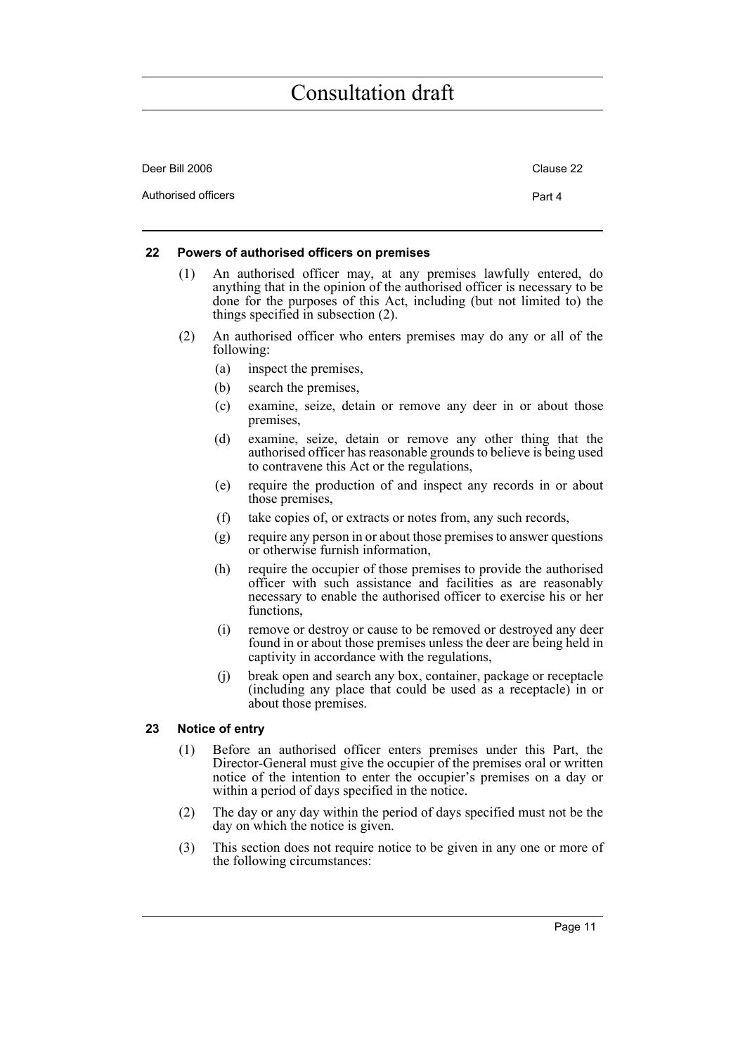#### 22 Powers of authorised officers on premises

(1) An authorised officer may, at any premises lawfully entered, do anything that in the opinion of the authorised officer is necessary to be done for the purposes of this Act, including (but not limited to) the things specified in subsection (2).

(2) An authorised officer who enters premises may do any or all of the following:

- (a) inspect the premises,
- (b) search the premises,
- (c) examine, seize, detain or remove any deer in or about those premises,
- (d) examine, seize, detain or remove any other thing that the authorised officer has reasonable grounds to believe is being used to contravene this Act or the regulations,
- (e) require the production of and inspect any records in or about those premises,
- (f) take copies of, or extracts or notes from, any such records,
- (g) require any person in or about those premises to answer questions or otherwise furnish information,
- (h) require the occupier of those premises to provide the authorised officer with such assistance and facilities as are reasonably necessary to enable the authorised officer to exercise his or her functions,
- (i) remove or destroy or cause to be removed or destroyed any deer found in or about those premises unless the deer are being held in captivity in accordance with the regulations,
- (j) break open and search any box, container, package or receptacle (including any place that could be used as a receptacle) in or about those premises.

#### 23 Notice of entry

(1) Before an authorised officer enters premises under this Part, the Director-General must give the occupier of the premises oral or written notice of the intention to enter the occupier's premises on a day or within a period of days specified in the notice.

(2) The day or any day within the period of days specified must not be the day on which the notice is given.

(3) This section does not require notice to be given in any one or more of the following circumstances: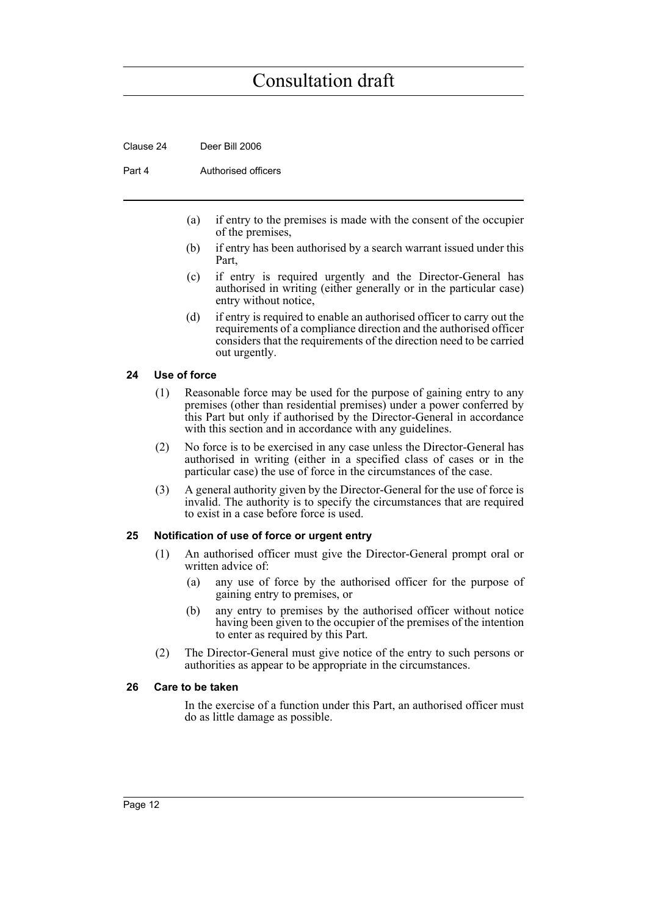(a) if entry to the premises is made with the consent of the occupier of the premises,

(b) if entry has been authorised by a search warrant issued under this Part,

(c) if entry is required urgently and the Director-General has authorised in writing (either generally or in the particular case) entry without notice,

(d) if entry is required to enable an authorised officer to carry out the requirements of a compliance direction and the authorised officer considers that the requirements of the direction need to be carried out urgently.

### 24 Use of force

(1) Reasonable force may be used for the purpose of gaining entry to any premises (other than residential premises) under a power conferred by this Part but only if authorised by the Director-General in accordance with this section and in accordance with any guidelines.

(2) No force is to be exercised in any case unless the Director-General has authorised in writing (either in a specified class of cases or in the particular case) the use of force in the circumstances of the case.

(3) A general authority given by the Director-General for the use of force is invalid. The authority is to specify the circumstances that are required to exist in a case before force is used.

### 25 Notification of use of force or urgent entry

(1) An authorised officer must give the Director-General prompt oral or written advice of:

(a) any use of force by the authorised officer for the purpose of gaining entry to premises, or

(b) any entry to premises by the authorised officer without notice having been given to the occupier of the premises of the intention to enter as required by this Part.

(2) The Director-General must give notice of the entry to such persons or authorities as appear to be appropriate in the circumstances.

### 26 Care to be taken

In the exercise of a function under this Part, an authorised officer must do as little damage as possible.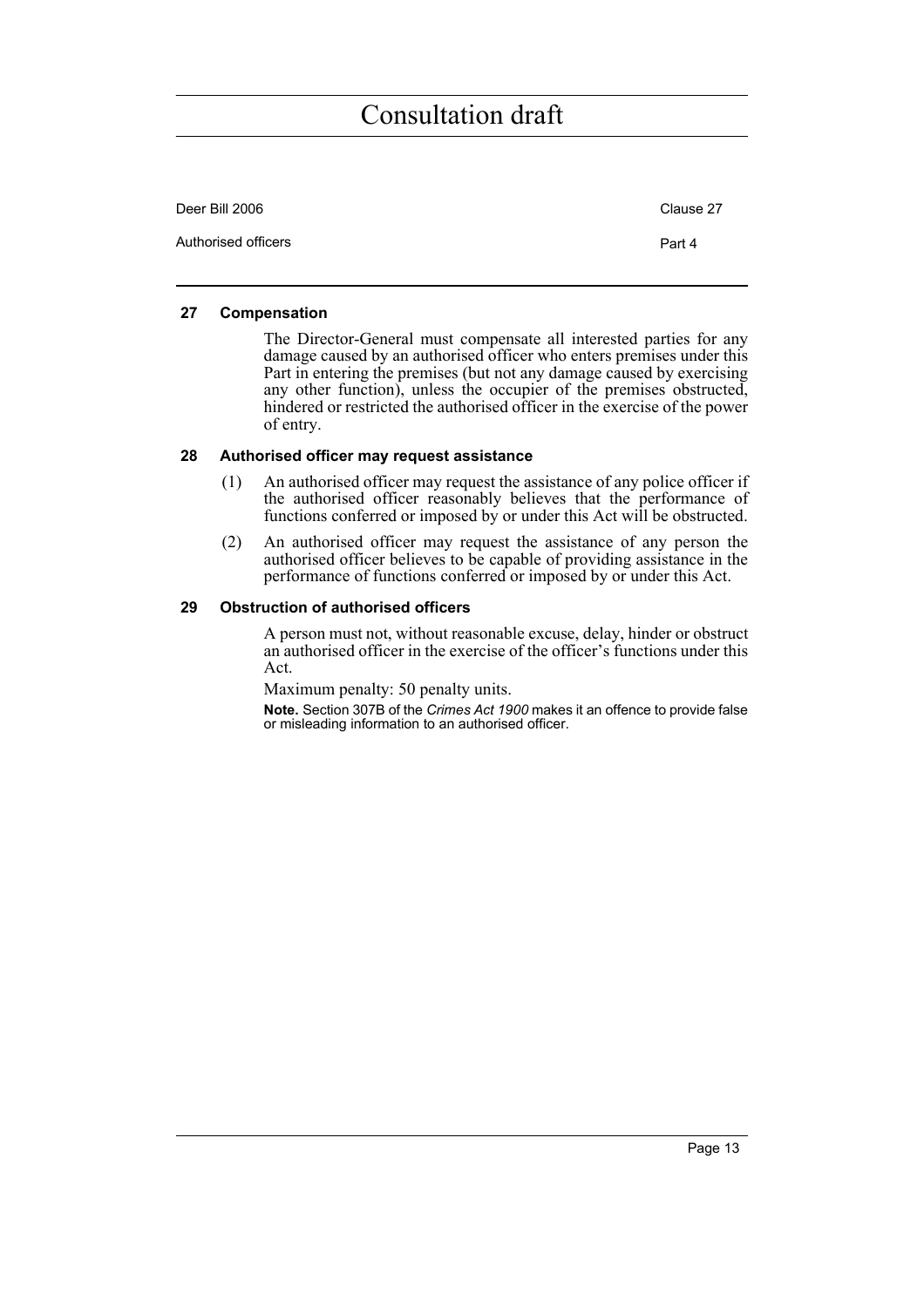### 27 Compensation

The Director-General must compensate all interested parties for any damage caused by an authorised officer who enters premises under this Part in entering the premises (but not any damage caused by exercising any other function), unless the occupier of the premises obstructed, hindered or restricted the authorised officer in the exercise of the power of entry.

### 28 Authorised officer may request assistance

(1) An authorised officer may request the assistance of any police officer if the authorised officer reasonably believes that the performance of functions conferred or imposed by or under this Act will be obstructed.

(2) An authorised officer may request the assistance of any person the authorised officer believes to be capable of providing assistance in the performance of functions conferred or imposed by or under this Act.

### 29 Obstruction of authorised officers

A person must not, without reasonable excuse, delay, hinder or obstruct an authorised officer in the exercise of the officer's functions under this Act.

Maximum penalty: 50 penalty units.

**Note.** Section 307B of the *Crimes Act 1900* makes it an offence to provide false or misleading information to an authorised officer.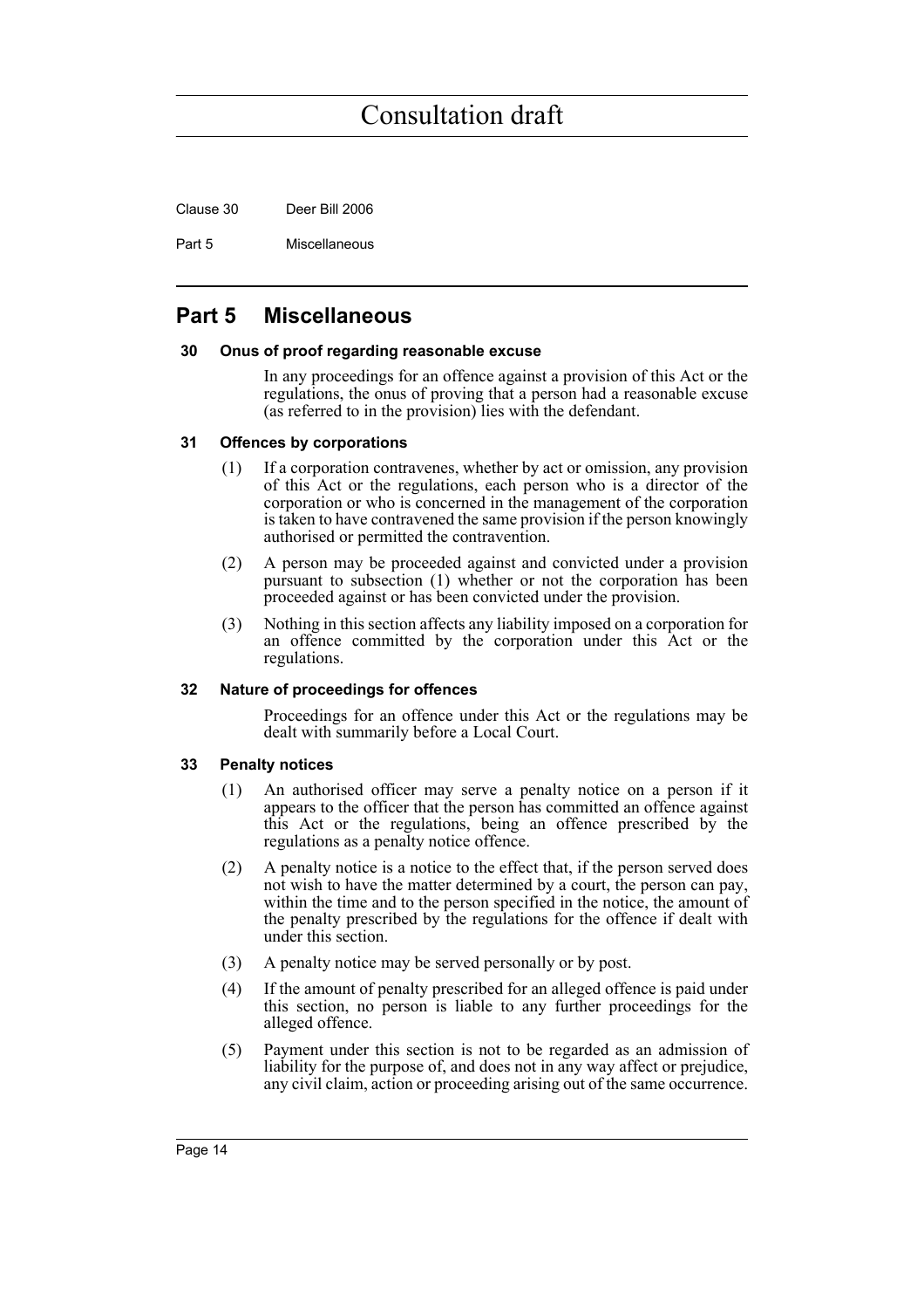## Part 5 Miscellaneous

### 30 Onus of proof regarding reasonable excuse

In any proceedings for an offence against a provision of this Act or the regulations, the onus of proving that a person had a reasonable excuse (as referred to in the provision) lies with the defendant.

### 31 Offences by corporations

(1) If a corporation contravenes, whether by act or omission, any provision of this Act or the regulations, each person who is a director of the corporation or who is concerned in the management of the corporation is taken to have contravened the same provision if the person knowingly authorised or permitted the contravention.

(2) A person may be proceeded against and convicted under a provision pursuant to subsection (1) whether or not the corporation has been proceeded against or has been convicted under the provision.

(3) Nothing in this section affects any liability imposed on a corporation for an offence committed by the corporation under this Act or the regulations.

### 32 Nature of proceedings for offences

Proceedings for an offence under this Act or the regulations may be dealt with summarily before a Local Court.

### 33 Penalty notices

(1) An authorised officer may serve a penalty notice on a person if it appears to the officer that the person has committed an offence against this Act or the regulations, being an offence prescribed by the regulations as a penalty notice offence.

(2) A penalty notice is a notice to the effect that, if the person served does not wish to have the matter determined by a court, the person can pay, within the time and to the person specified in the notice, the amount of the penalty prescribed by the regulations for the offence if dealt with under this section.

(3) A penalty notice may be served personally or by post.

(4) If the amount of penalty prescribed for an alleged offence is paid under this section, no person is liable to any further proceedings for the alleged offence.

(5) Payment under this section is not to be regarded as an admission of liability for the purpose of, and does not in any way affect or prejudice, any civil claim, action or proceeding arising out of the same occurrence.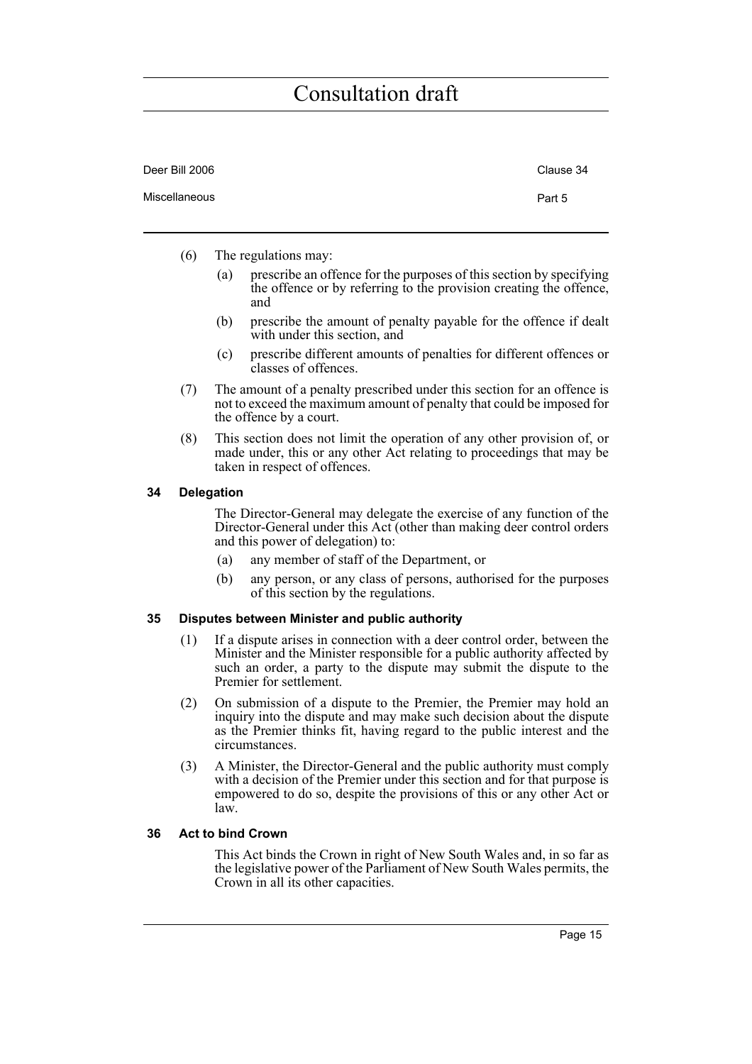(6) The regulations may:

(a) prescribe an offence for the purposes of this section by specifying the offence or by referring to the provision creating the offence, and

(b) prescribe the amount of penalty payable for the offence if dealt with under this section, and

(c) prescribe different amounts of penalties for different offences or classes of offences.

(7) The amount of a penalty prescribed under this section for an offence is not to exceed the maximum amount of penalty that could be imposed for the offence by a court.

(8) This section does not limit the operation of any other provision of, or made under, this or any other Act relating to proceedings that may be taken in respect of offences.

### 34 Delegation

The Director-General may delegate the exercise of any function of the Director-General under this Act (other than making deer control orders and this power of delegation) to:

(a) any member of staff of the Department, or

(b) any person, or any class of persons, authorised for the purposes of this section by the regulations.

### 35 Disputes between Minister and public authority

(1) If a dispute arises in connection with a deer control order, between the Minister and the Minister responsible for a public authority affected by such an order, a party to the dispute may submit the dispute to the Premier for settlement.

(2) On submission of a dispute to the Premier, the Premier may hold an inquiry into the dispute and may make such decision about the dispute as the Premier thinks fit, having regard to the public interest and the circumstances.

(3) A Minister, the Director-General and the public authority must comply with a decision of the Premier under this section and for that purpose is empowered to do so, despite the provisions of this or any other Act or law.

### 36 Act to bind Crown

This Act binds the Crown in right of New South Wales and, in so far as the legislative power of the Parliament of New South Wales permits, the Crown in all its other capacities.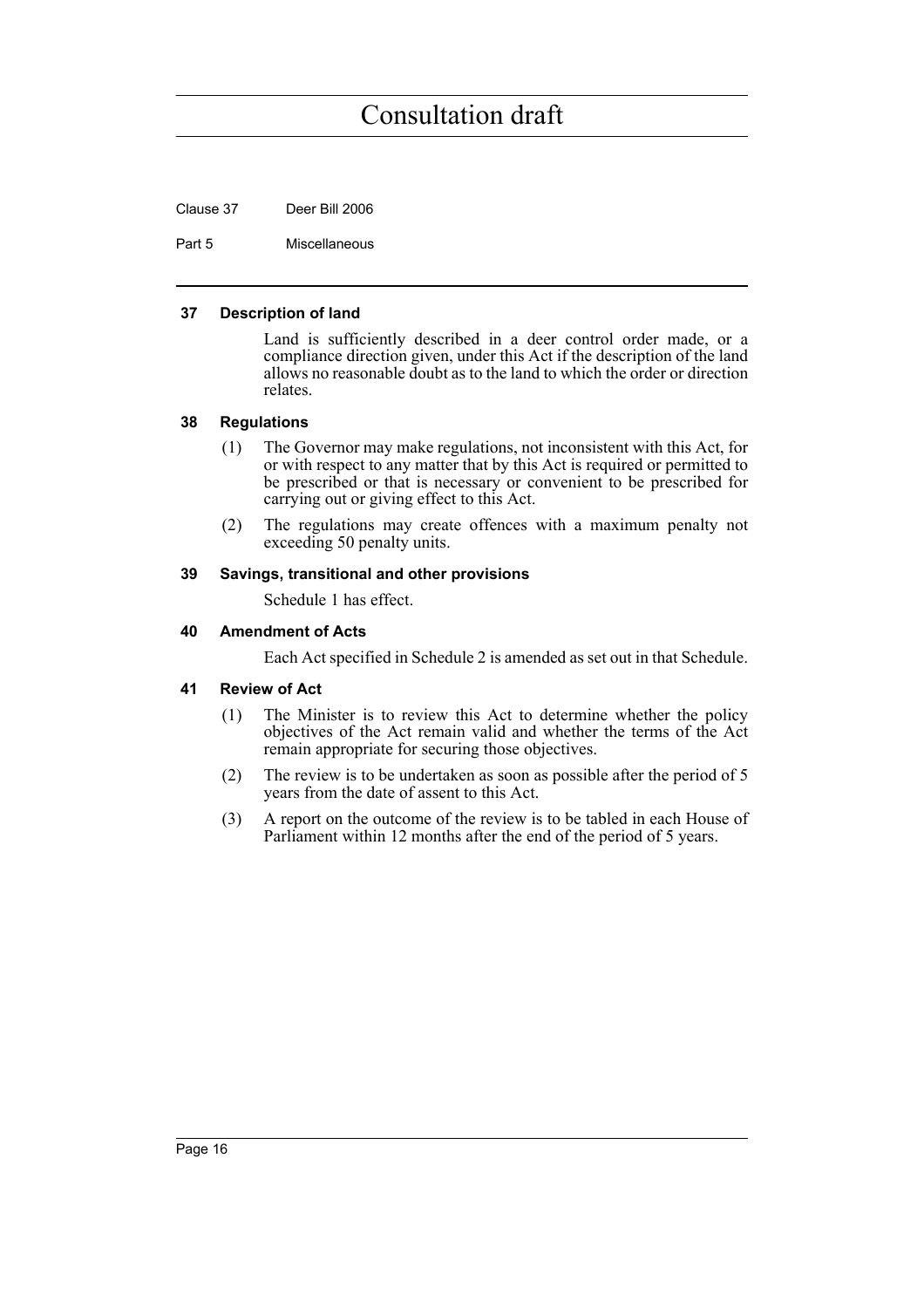#### 37 Description of land

Land is sufficiently described in a deer control order made, or a compliance direction given, under this Act if the description of the land allows no reasonable doubt as to the land to which the order or direction relates.

#### 38 Regulations

(1) The Governor may make regulations, not inconsistent with this Act, for or with respect to any matter that by this Act is required or permitted to be prescribed or that is necessary or convenient to be prescribed for carrying out or giving effect to this Act.

(2) The regulations may create offences with a maximum penalty not exceeding 50 penalty units.

#### 39 Savings, transitional and other provisions

Schedule 1 has effect.

#### 40 Amendment of Acts

Each Act specified in Schedule 2 is amended as set out in that Schedule.

#### 41 Review of Act

(1) The Minister is to review this Act to determine whether the policy objectives of the Act remain valid and whether the terms of the Act remain appropriate for securing those objectives.

(2) The review is to be undertaken as soon as possible after the period of 5 years from the date of assent to this Act.

(3) A report on the outcome of the review is to be tabled in each House of Parliament within 12 months after the end of the period of 5 years.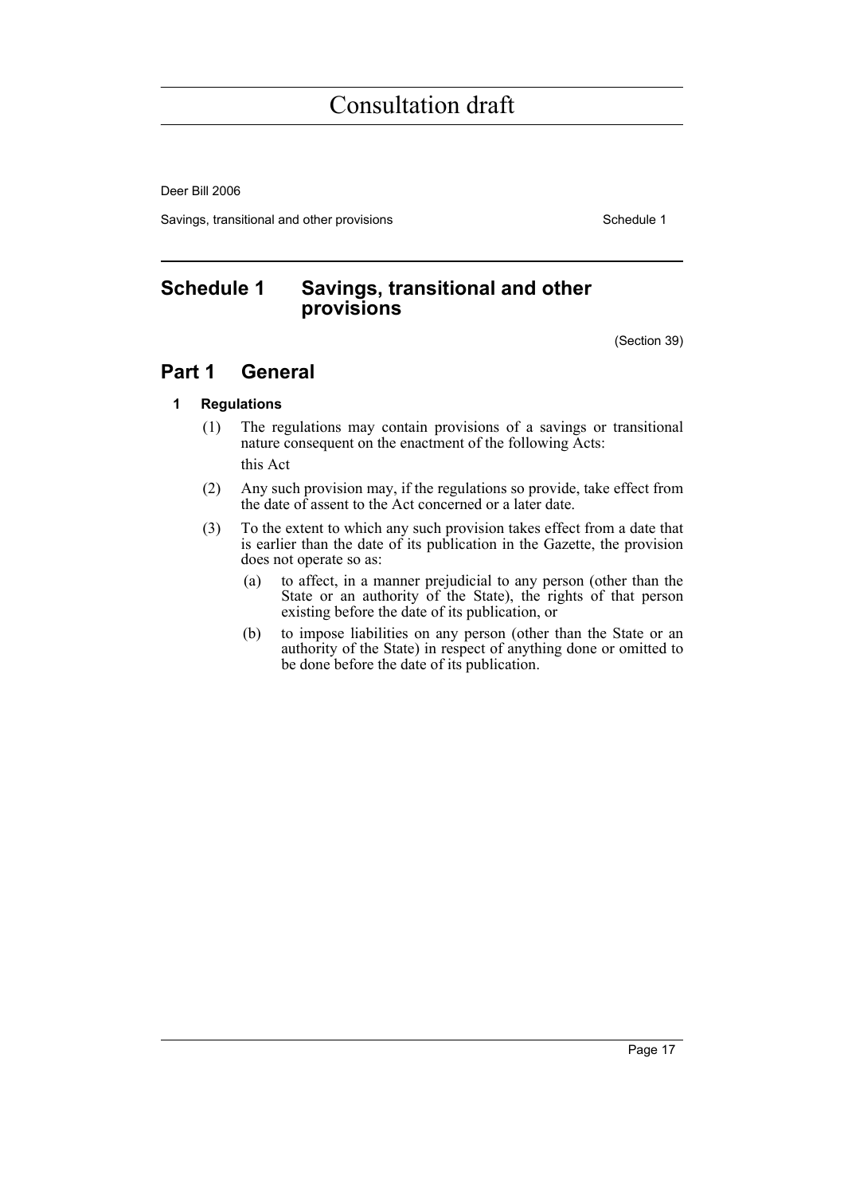# Schedule 1 Savings, transitional and other provisions

(Section 39)

## Part 1 General

### 1 Regulations

(1) The regulations may contain provisions of a savings or transitional nature consequent on the enactment of the following Acts:

this Act

(2) Any such provision may, if the regulations so provide, take effect from the date of assent to the Act concerned or a later date.

(3) To the extent to which any such provision takes effect from a date that is earlier than the date of its publication in the Gazette, the provision does not operate so as:

(a) to affect, in a manner prejudicial to any person (other than the State or an authority of the State), the rights of that person existing before the date of its publication, or

(b) to impose liabilities on any person (other than the State or an authority of the State) in respect of anything done or omitted to be done before the date of its publication.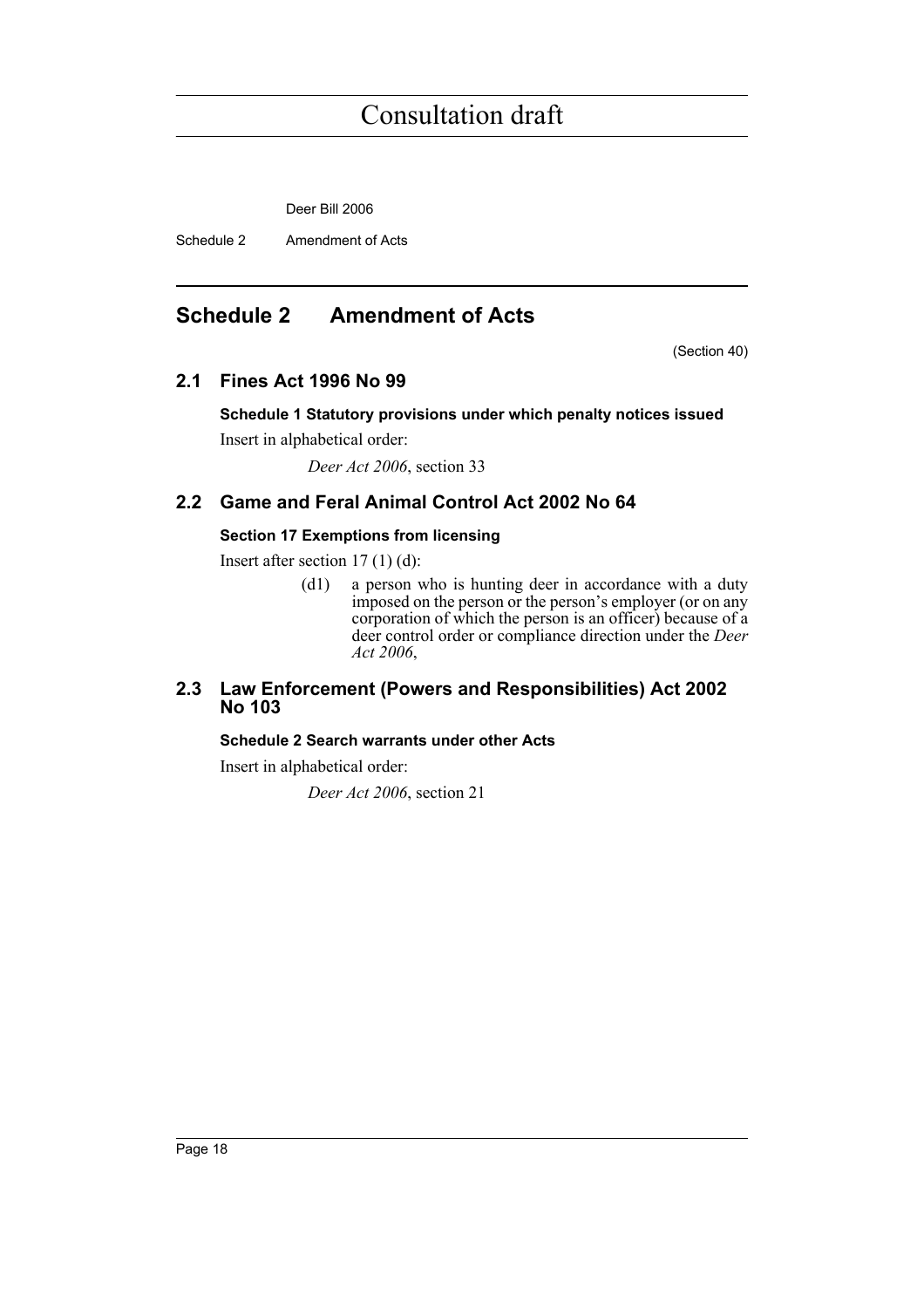## Schedule 2 Amendment of Acts

(Section 40)

### 2.1 Fines Act 1996 No 99

**Schedule 1 Statutory provisions under which penalty notices issued**

Insert in alphabetical order:

*Deer Act 2006*, section 33

### 2.2 Game and Feral Animal Control Act 2002 No 64

**Section 17 Exemptions from licensing**

Insert after section 17 (1) (d):

(d1) a person who is hunting deer in accordance with a duty imposed on the person or the person's employer (or on any corporation of which the person is an officer) because of a deer control order or compliance direction under the *Deer Act 2006*,

### 2.3 Law Enforcement (Powers and Responsibilities) Act 2002 No 103

**Schedule 2 Search warrants under other Acts**

Insert in alphabetical order:

*Deer Act 2006*, section 21